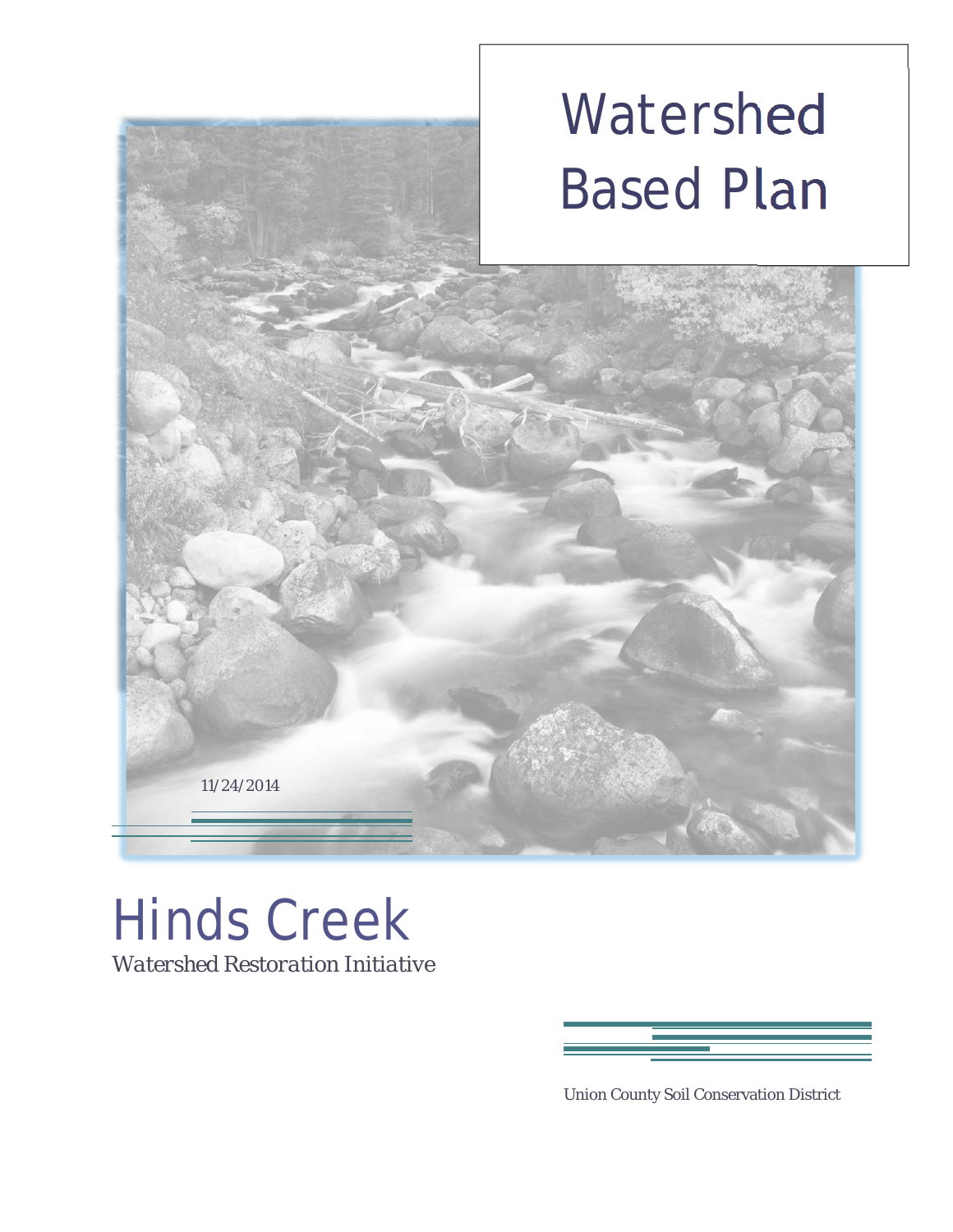# Watershed Based Plan

11/24/2014

# Hinds Creek

*Watershed Restoration Initiative*

Union County Soil Conservation District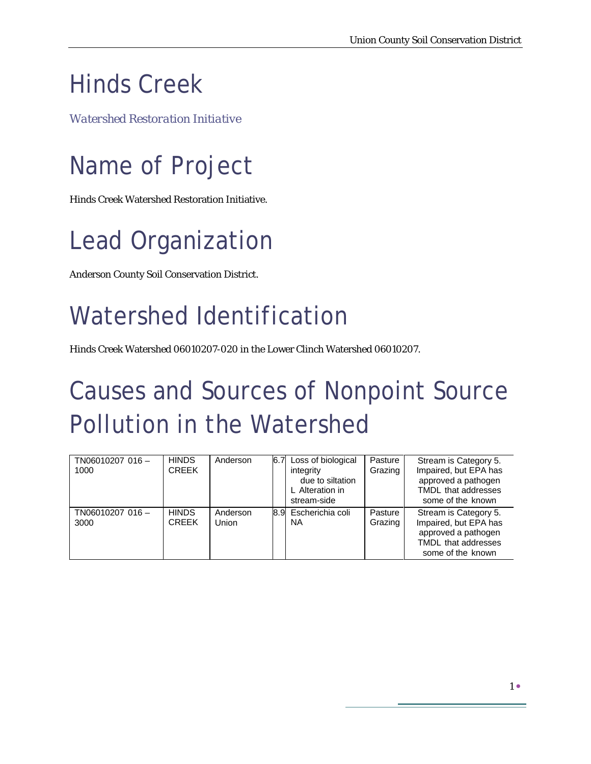# Hinds Creek

*Watershed Restoration Initiative*

# Name of Project

Hinds Creek Watershed Restoration Initiative.

# Lead Organization

Anderson County Soil Conservation District.

# Watershed Identification

Hinds Creek Watershed 06010207-020 in the Lower Clinch Watershed 06010207.

# Causes and Sources of Nonpoint Source Pollution in the Watershed

| | | | | | | |
|---|---|---|---|---|---|---|
| TN06010207 016 – 1000 | HINDS CREEK | Anderson | 6.7 | Loss of biological integrity due to siltation L Alteration in stream-side | Pasture Grazing | Stream is Category 5. Impaired, but EPA has approved a pathogen TMDL that addresses some of the known |
| TN06010207 016 – 3000 | HINDS CREEK | Anderson Union | 8.9 | Escherichia coli NA | Pasture Grazing | Stream is Category 5. Impaired, but EPA has approved a pathogen TMDL that addresses some of the known |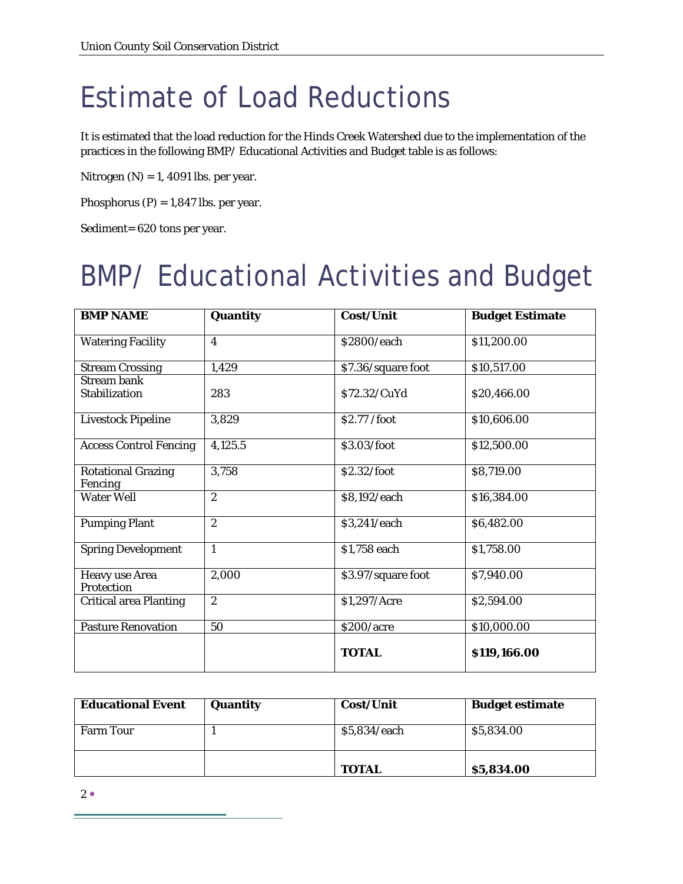# Estimate of Load Reductions

It is estimated that the load reduction for the Hinds Creek Watershed due to the implementation of the practices in the following BMP/ Educational Activities and Budget table is as follows:

Nitrogen (N) = 1, 4091 lbs. per year.

Phosphorus (P) = 1,847 lbs. per year.

Sediment= 620 tons per year.

# BMP/ Educational Activities and Budget

| BMP NAME | Quantity | Cost/Unit | Budget Estimate |
|---|---|---|---|
| Watering Facility | 4 | $2800/each | $11,200.00 |
| Stream Crossing | 1,429 | $7.36/square foot | $10,517.00 |
| Stream bank Stabilization | 283 | $72.32/CuYd | $20,466.00 |
| Livestock Pipeline | 3,829 | $2.77 /foot | $10,606.00 |
| Access Control Fencing | 4,125.5 | $3.03/foot | $12,500.00 |
| Rotational Grazing Fencing | 3,758 | $2.32/foot | $8,719.00 |
| Water Well | 2 | $8,192/each | $16,384.00 |
| Pumping Plant | 2 | $3,241/each | $6,482.00 |
| Spring Development | 1 | $1,758 each | $1,758.00 |
| Heavy use Area Protection | 2,000 | $3.97/square foot | $7,940.00 |
| Critical area Planting | 2 | $1,297/Acre | $2,594.00 |
| Pasture Renovation | 50 | $200/acre | $10,000.00 |
| | | **TOTAL** | **$119,166.00** |

| Educational Event | Quantity | Cost/Unit | Budget estimate |
|---|---|---|---|
| Farm Tour | 1 | $5,834/each | $5,834.00 |
| | | **TOTAL** | **$5,834.00** |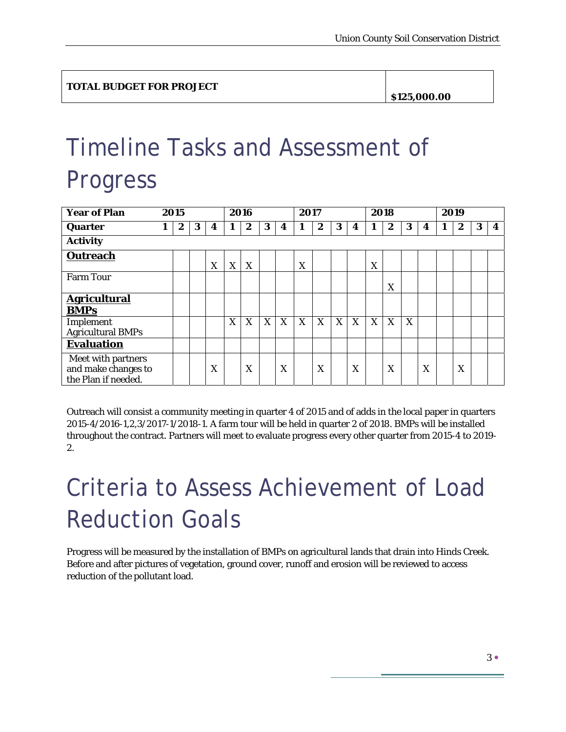| **TOTAL BUDGET FOR PROJECT** | **$125,000.00** |
|---|---|

# Timeline Tasks and Assessment of Progress

| **Year of Plan** | **2015** | | | | **2016** | | | | **2017** | | | | **2018** | | | | **2019** | | | |
|---|---|---|---|---|---|---|---|---|---|---|---|---|---|---|---|---|---|---|---|---|
| **Quarter** | **1** | **2** | **3** | **4** | **1** | **2** | **3** | **4** | **1** | **2** | **3** | **4** | **1** | **2** | **3** | **4** | **1** | **2** | **3** | **4** |
| **Activity** | | | | | | | | | | | | | | | | | | | | |
| **Outreach** | | | | X | X | X | | | X | | | | X | | | | | | | |
| Farm Tour | | | | | | | | | | | | | | X | | | | | | |
| **Agricultural BMPs** | | | | | | | | | | | | | | | | | | | | |
| Implement Agricultural BMPs | | | | | X | X | X | X | X | X | X | X | X | X | X | | | | | |
| **Evaluation** | | | | | | | | | | | | | | | | | | | | |
| Meet with partners and make changes to the Plan if needed. | | | | X | | X | | X | | X | | X | | X | | X | | X | | |

Outreach will consist a community meeting in quarter 4 of 2015 and of adds in the local paper in quarters 2015-4/2016-1,2,3/2017-1/2018-1. A farm tour will be held in quarter 2 of 2018. BMPs will be installed throughout the contract. Partners will meet to evaluate progress every other quarter from 2015-4 to 2019-2.

# Criteria to Assess Achievement of Load Reduction Goals

Progress will be measured by the installation of BMPs on agricultural lands that drain into Hinds Creek. Before and after pictures of vegetation, ground cover, runoff and erosion will be reviewed to access reduction of the pollutant load.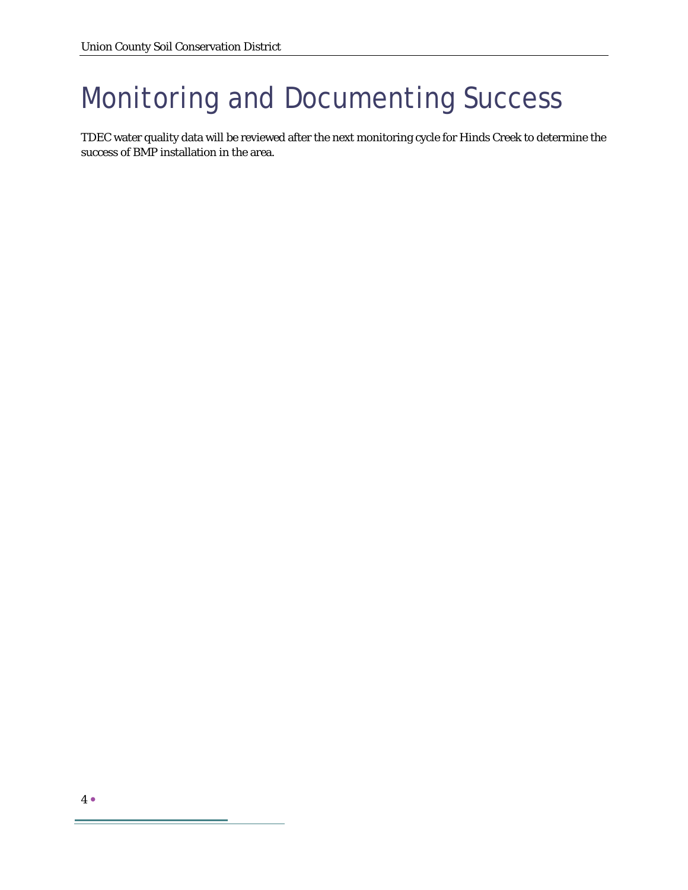# Monitoring and Documenting Success

TDEC water quality data will be reviewed after the next monitoring cycle for Hinds Creek to determine the success of BMP installation in the area.